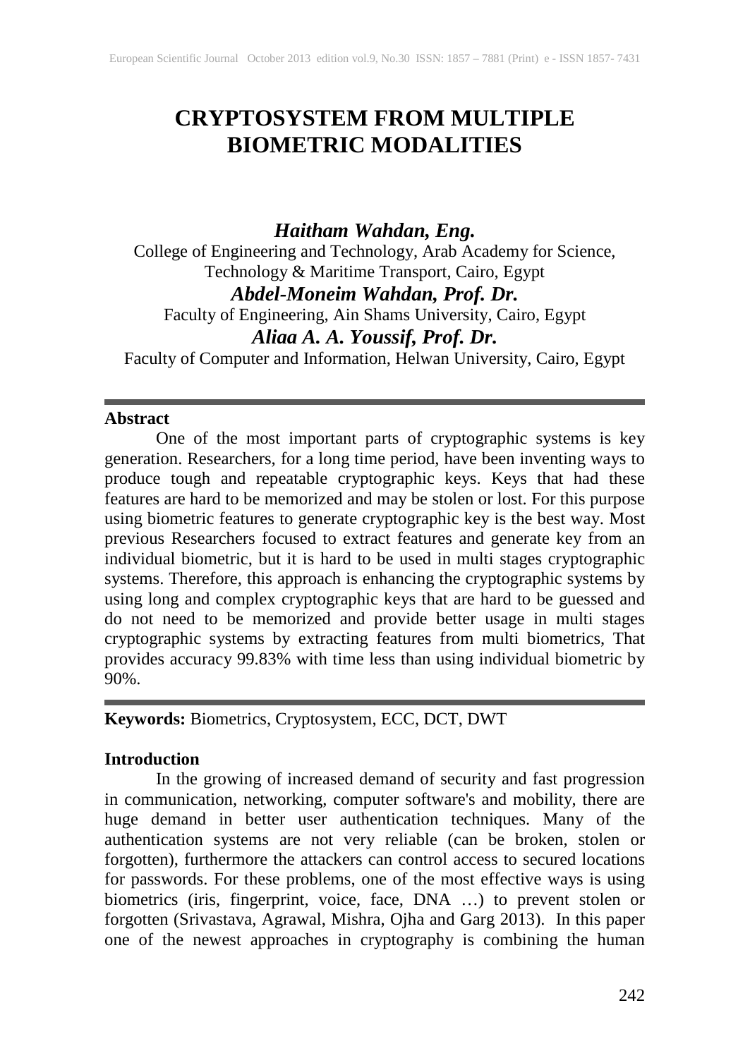# CRYPTOSYSTEM FROM MULTIPLE BIOMETRIC MODALITIES

***Haitham Wahdan, Eng.***
College of Engineering and Technology, Arab Academy for Science, Technology & Maritime Transport, Cairo, Egypt

***Abdel-Moneim Wahdan, Prof. Dr.***
Faculty of Engineering, Ain Shams University, Cairo, Egypt

***Aliaa A. A. Youssif, Prof. Dr.***
Faculty of Computer and Information, Helwan University, Cairo, Egypt

## Abstract

One of the most important parts of cryptographic systems is key generation. Researchers, for a long time period, have been inventing ways to produce tough and repeatable cryptographic keys. Keys that had these features are hard to be memorized and may be stolen or lost. For this purpose using biometric features to generate cryptographic key is the best way. Most previous Researchers focused to extract features and generate key from an individual biometric, but it is hard to be used in multi stages cryptographic systems. Therefore, this approach is enhancing the cryptographic systems by using long and complex cryptographic keys that are hard to be guessed and do not need to be memorized and provide better usage in multi stages cryptographic systems by extracting features from multi biometrics, That provides accuracy 99.83% with time less than using individual biometric by 90%.

**Keywords:** Biometrics, Cryptosystem, ECC, DCT, DWT

## Introduction

In the growing of increased demand of security and fast progression in communication, networking, computer software's and mobility, there are huge demand in better user authentication techniques. Many of the authentication systems are not very reliable (can be broken, stolen or forgotten), furthermore the attackers can control access to secured locations for passwords. For these problems, one of the most effective ways is using biometrics (iris, fingerprint, voice, face, DNA …) to prevent stolen or forgotten (Srivastava, Agrawal, Mishra, Ojha and Garg 2013). In this paper one of the newest approaches in cryptography is combining the human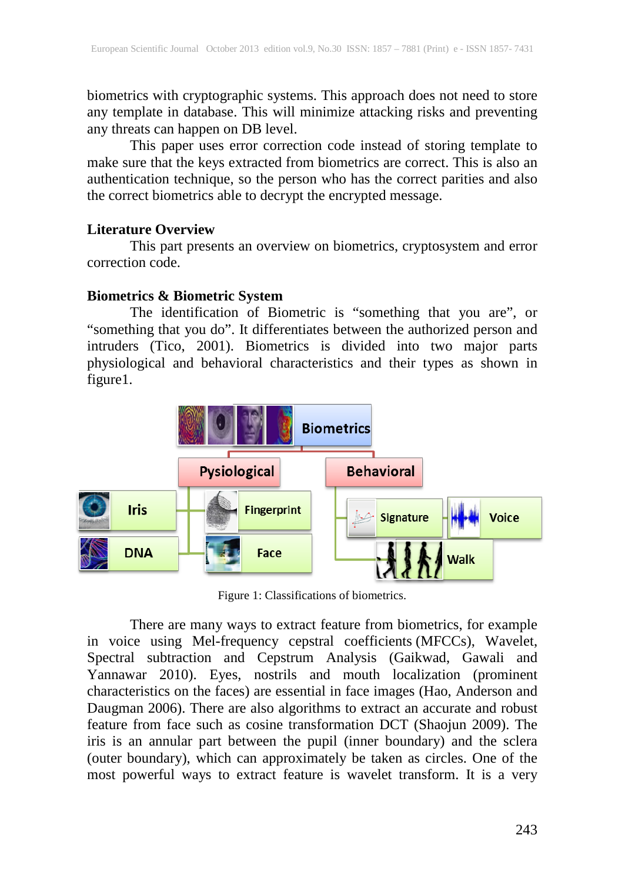biometrics with cryptographic systems. This approach does not need to store any template in database. This will minimize attacking risks and preventing any threats can happen on DB level.

This paper uses error correction code instead of storing template to make sure that the keys extracted from biometrics are correct. This is also an authentication technique, so the person who has the correct parities and also the correct biometrics able to decrypt the encrypted message.

## Literature Overview

This part presents an overview on biometrics, cryptosystem and error correction code.

### Biometrics & Biometric System

The identification of Biometric is "something that you are", or "something that you do". It differentiates between the authorized person and intruders (Tico, 2001). Biometrics is divided into two major parts physiological and behavioral characteristics and their types as shown in figure1.

Figure 1: Classifications of biometrics.

There are many ways to extract feature from biometrics, for example in voice using Mel-frequency cepstral coefficients (MFCCs), Wavelet, Spectral subtraction and Cepstrum Analysis (Gaikwad, Gawali and Yannawar 2010). Eyes, nostrils and mouth localization (prominent characteristics on the faces) are essential in face images (Hao, Anderson and Daugman 2006). There are also algorithms to extract an accurate and robust feature from face such as cosine transformation DCT (Shaojun 2009). The iris is an annular part between the pupil (inner boundary) and the sclera (outer boundary), which can approximately be taken as circles. One of the most powerful ways to extract feature is wavelet transform. It is a very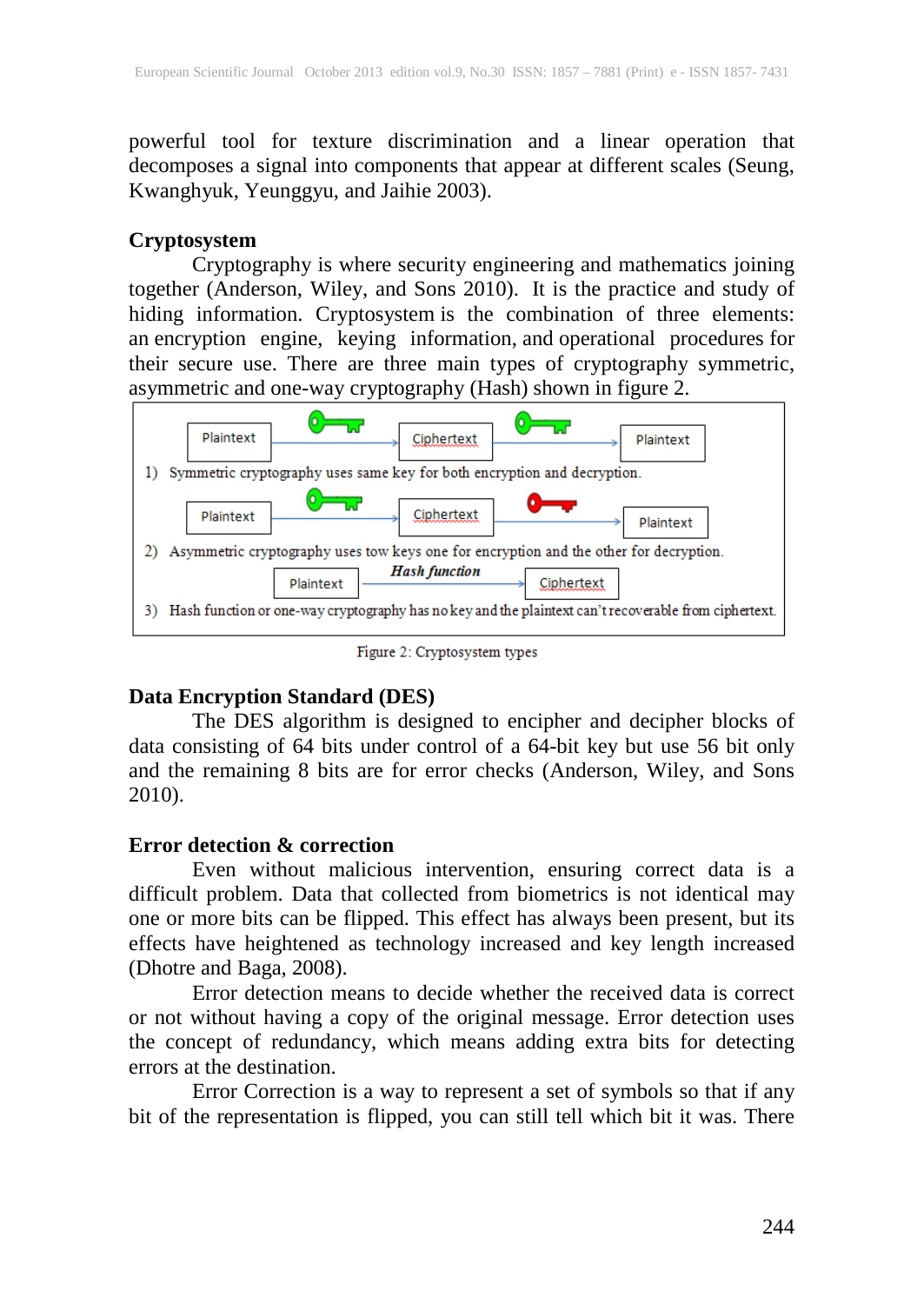powerful tool for texture discrimination and a linear operation that decomposes a signal into components that appear at different scales (Seung, Kwanghyuk, Yeunggyu, and Jaihie 2003).

### Cryptosystem

Cryptography is where security engineering and mathematics joining together (Anderson, Wiley, and Sons 2010). It is the practice and study of hiding information. Cryptosystem is the combination of three elements: an encryption engine, keying information, and operational procedures for their secure use. There are three main types of cryptography symmetric, asymmetric and one-way cryptography (Hash) shown in figure 2.

Plaintext → Ciphertext → Plaintext

1) Symmetric cryptography uses same key for both encryption and decryption.

Plaintext → Ciphertext → Plaintext

2) Asymmetric cryptography uses tow keys one for encryption and the other for decryption.

Plaintext → *Hash function* → Ciphertext

3) Hash function or one-way cryptography has no key and the plaintext can't recoverable from ciphertext.

Figure 2: Cryptosystem types

### Data Encryption Standard (DES)

The DES algorithm is designed to encipher and decipher blocks of data consisting of 64 bits under control of a 64-bit key but use 56 bit only and the remaining 8 bits are for error checks (Anderson, Wiley, and Sons 2010).

### Error detection & correction

Even without malicious intervention, ensuring correct data is a difficult problem. Data that collected from biometrics is not identical may one or more bits can be flipped. This effect has always been present, but its effects have heightened as technology increased and key length increased (Dhotre and Baga, 2008).

Error detection means to decide whether the received data is correct or not without having a copy of the original message. Error detection uses the concept of redundancy, which means adding extra bits for detecting errors at the destination.

Error Correction is a way to represent a set of symbols so that if any bit of the representation is flipped, you can still tell which bit it was. There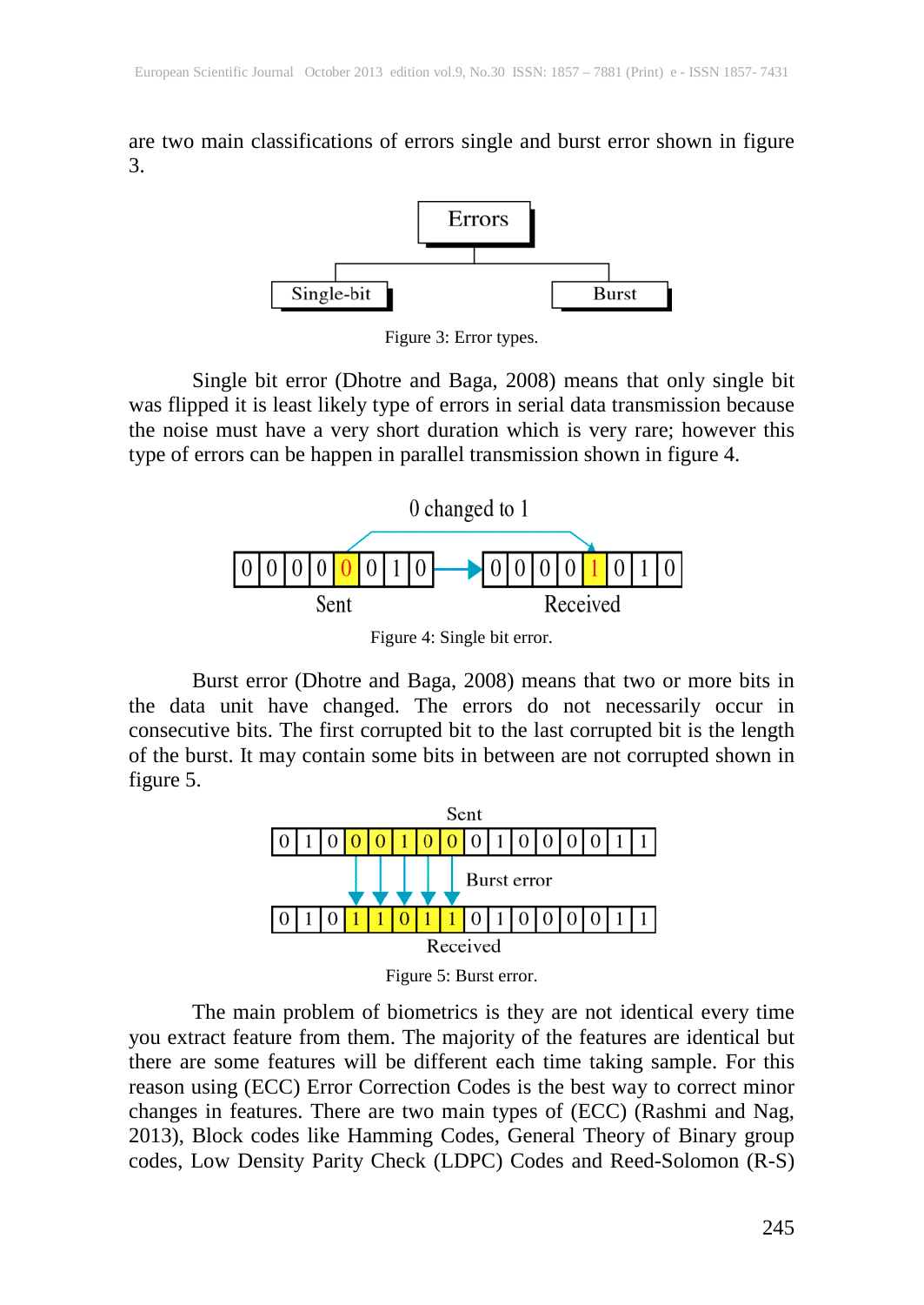are two main classifications of errors single and burst error shown in figure 3.

Figure 3: Error types.

Single bit error (Dhotre and Baga, 2008) means that only single bit was flipped it is least likely type of errors in serial data transmission because the noise must have a very short duration which is very rare; however this type of errors can be happen in parallel transmission shown in figure 4.

Figure 4: Single bit error.

Burst error (Dhotre and Baga, 2008) means that two or more bits in the data unit have changed. The errors do not necessarily occur in consecutive bits. The first corrupted bit to the last corrupted bit is the length of the burst. It may contain some bits in between are not corrupted shown in figure 5.

Figure 5: Burst error.

The main problem of biometrics is they are not identical every time you extract feature from them. The majority of the features are identical but there are some features will be different each time taking sample. For this reason using (ECC) Error Correction Codes is the best way to correct minor changes in features. There are two main types of (ECC) (Rashmi and Nag, 2013), Block codes like Hamming Codes, General Theory of Binary group codes, Low Density Parity Check (LDPC) Codes and Reed-Solomon (R-S)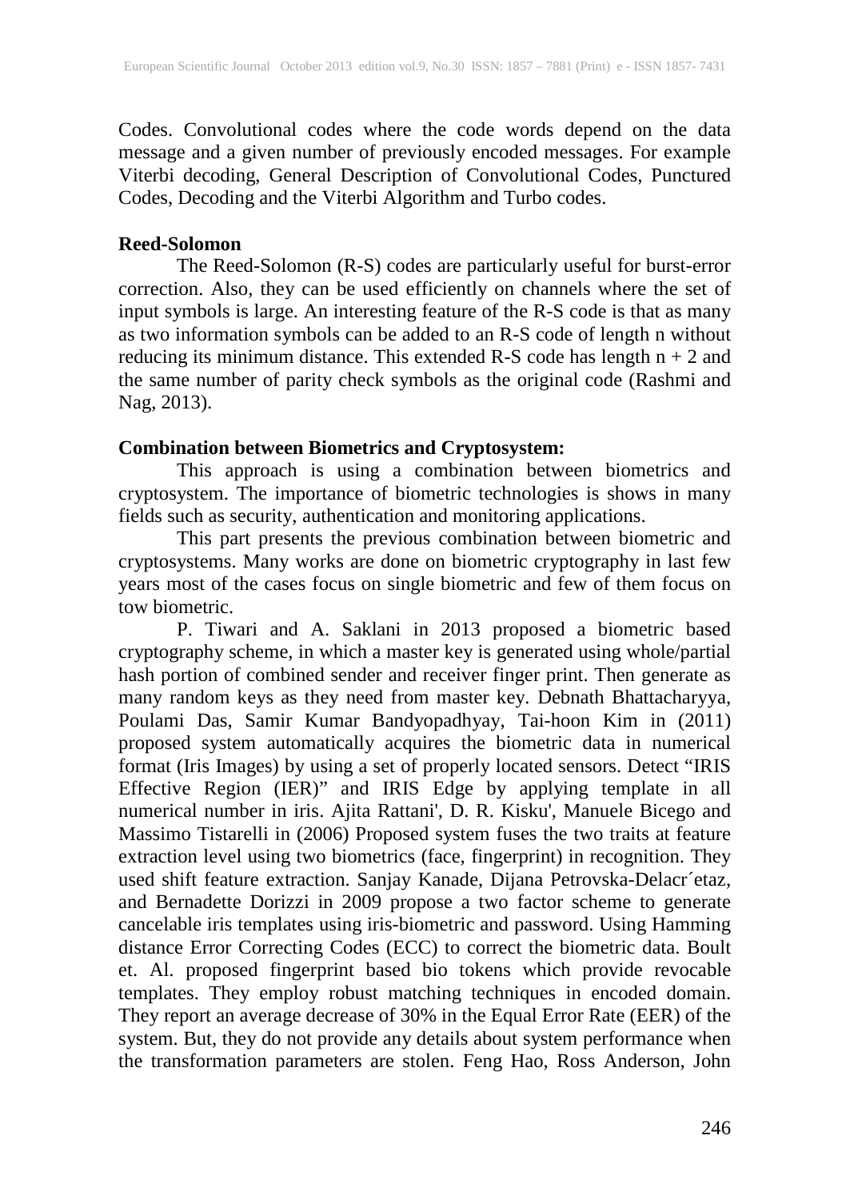Codes. Convolutional codes where the code words depend on the data message and a given number of previously encoded messages. For example Viterbi decoding, General Description of Convolutional Codes, Punctured Codes, Decoding and the Viterbi Algorithm and Turbo codes.

**Reed-Solomon**

The Reed-Solomon (R-S) codes are particularly useful for burst-error correction. Also, they can be used efficiently on channels where the set of input symbols is large. An interesting feature of the R-S code is that as many as two information symbols can be added to an R-S code of length n without reducing its minimum distance. This extended R-S code has length $n + 2$ and the same number of parity check symbols as the original code (Rashmi and Nag, 2013).

**Combination between Biometrics and Cryptosystem:**

This approach is using a combination between biometrics and cryptosystem. The importance of biometric technologies is shows in many fields such as security, authentication and monitoring applications.

This part presents the previous combination between biometric and cryptosystems. Many works are done on biometric cryptography in last few years most of the cases focus on single biometric and few of them focus on tow biometric.

P. Tiwari and A. Saklani in 2013 proposed a biometric based cryptography scheme, in which a master key is generated using whole/partial hash portion of combined sender and receiver finger print. Then generate as many random keys as they need from master key. Debnath Bhattacharyya, Poulami Das, Samir Kumar Bandyopadhyay, Tai-hoon Kim in (2011) proposed system automatically acquires the biometric data in numerical format (Iris Images) by using a set of properly located sensors. Detect "IRIS Effective Region (IER)" and IRIS Edge by applying template in all numerical number in iris. Ajita Rattani', D. R. Kisku', Manuele Bicego and Massimo Tistarelli in (2006) Proposed system fuses the two traits at feature extraction level using two biometrics (face, fingerprint) in recognition. They used shift feature extraction. Sanjay Kanade, Dijana Petrovska-Delacr´etaz, and Bernadette Dorizzi in 2009 propose a two factor scheme to generate cancelable iris templates using iris-biometric and password. Using Hamming distance Error Correcting Codes (ECC) to correct the biometric data. Boult et. Al. proposed fingerprint based bio tokens which provide revocable templates. They employ robust matching techniques in encoded domain. They report an average decrease of 30% in the Equal Error Rate (EER) of the system. But, they do not provide any details about system performance when the transformation parameters are stolen. Feng Hao, Ross Anderson, John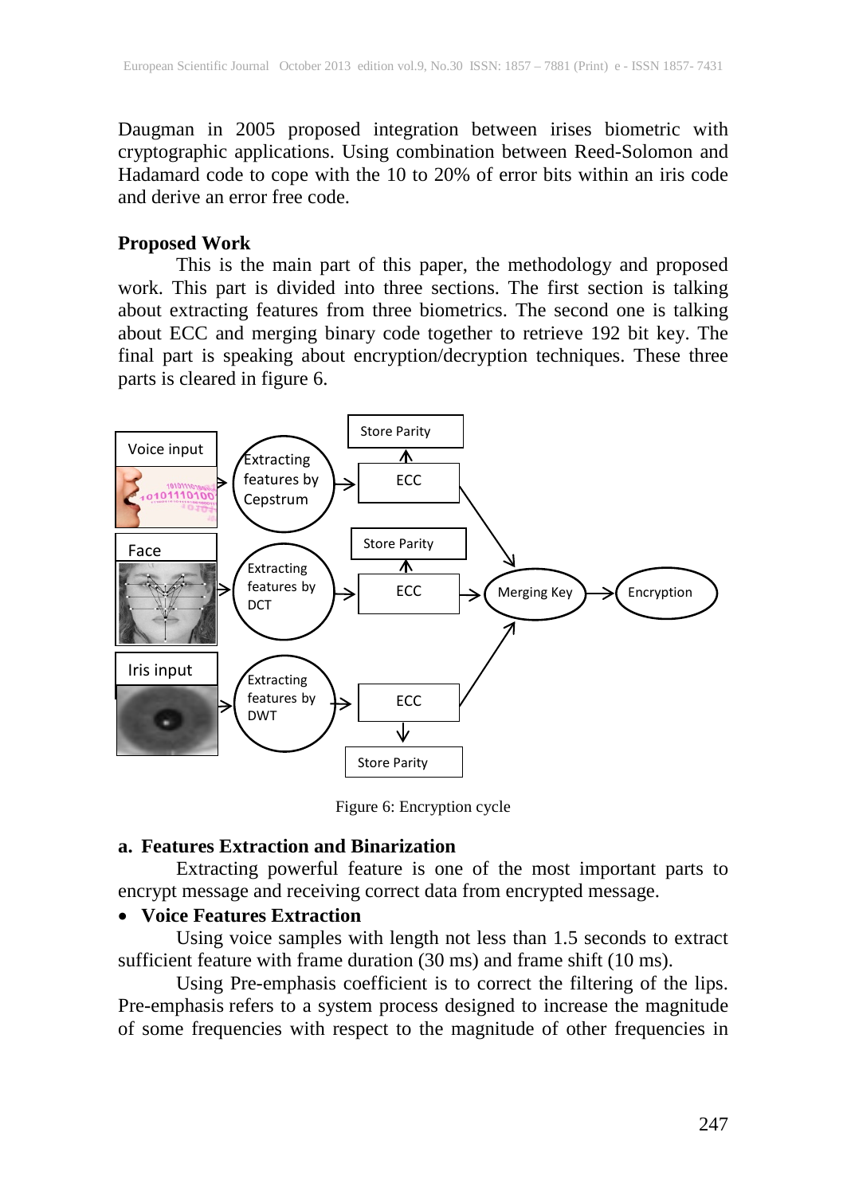Daugman in 2005 proposed integration between irises biometric with cryptographic applications. Using combination between Reed-Solomon and Hadamard code to cope with the 10 to 20% of error bits within an iris code and derive an error free code.

**Proposed Work**

This is the main part of this paper, the methodology and proposed work. This part is divided into three sections. The first section is talking about extracting features from three biometrics. The second one is talking about ECC and merging binary code together to retrieve 192 bit key. The final part is speaking about encryption/decryption techniques. These three parts is cleared in figure 6.

Figure 6: Encryption cycle

**a. Features Extraction and Binarization**

Extracting powerful feature is one of the most important parts to encrypt message and receiving correct data from encrypted message.

- **Voice Features Extraction**

Using voice samples with length not less than 1.5 seconds to extract sufficient feature with frame duration (30 ms) and frame shift (10 ms).

Using Pre-emphasis coefficient is to correct the filtering of the lips. Pre-emphasis refers to a system process designed to increase the magnitude of some frequencies with respect to the magnitude of other frequencies in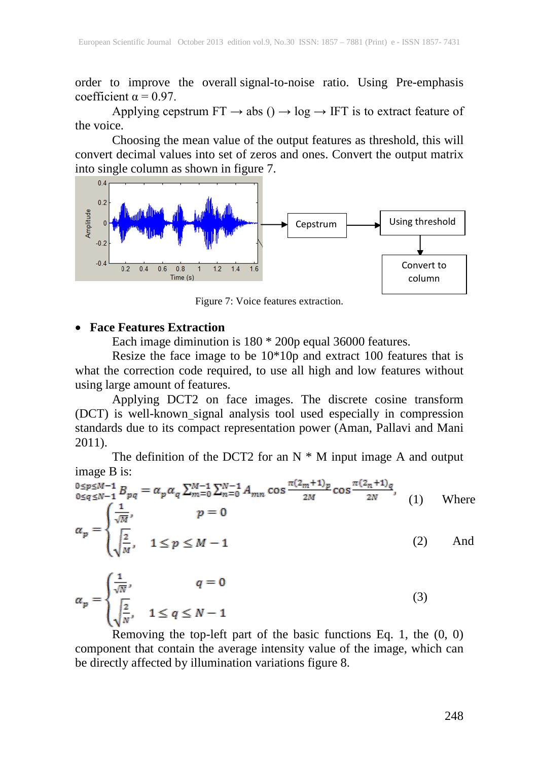order to improve the overall signal-to-noise ratio. Using Pre-emphasis coefficient α = 0.97.

Applying cepstrum FT → abs () → log → IFT is to extract feature of the voice.

Choosing the mean value of the output features as threshold, this will convert decimal values into set of zeros and ones. Convert the output matrix into single column as shown in figure 7.

Figure 7: Voice features extraction.

- **Face Features Extraction**

Each image diminution is 180 * 200p equal 36000 features.

Resize the face image to be 10*10p and extract 100 features that is what the correction code required, to use all high and low features without using large amount of features.

Applying DCT2 on face images. The discrete cosine transform (DCT) is well-known_signal analysis tool used especially in compression standards due to its compact representation power (Aman, Pallavi and Mani 2011).

The definition of the DCT2 for an N * M input image A and output image B is:

$$\underset{0\le q\le N-1}{\overset{0\le p\le M-1}{}} B_{pq} = \alpha_p \alpha_q \sum_{m=0}^{M-1} \sum_{n=0}^{N-1} A_{mn} \cos\frac{\pi(2_m+1)_p}{2M} \cos\frac{\pi(2_n+1)_q}{2N}, \quad (1)$$

Where

$$\alpha_p = \begin{cases} \frac{1}{\sqrt{M}}, & p = 0 \\ \sqrt{\frac{2}{M}}, & 1 \le p \le M-1 \end{cases} \quad (2)$$

And

$$\alpha_p = \begin{cases} \frac{1}{\sqrt{N}}, & q = 0 \\ \sqrt{\frac{2}{N}}, & 1 \le q \le N-1 \end{cases} \quad (3)$$

Removing the top-left part of the basic functions Eq. 1, the (0, 0) component that contain the average intensity value of the image, which can be directly affected by illumination variations figure 8.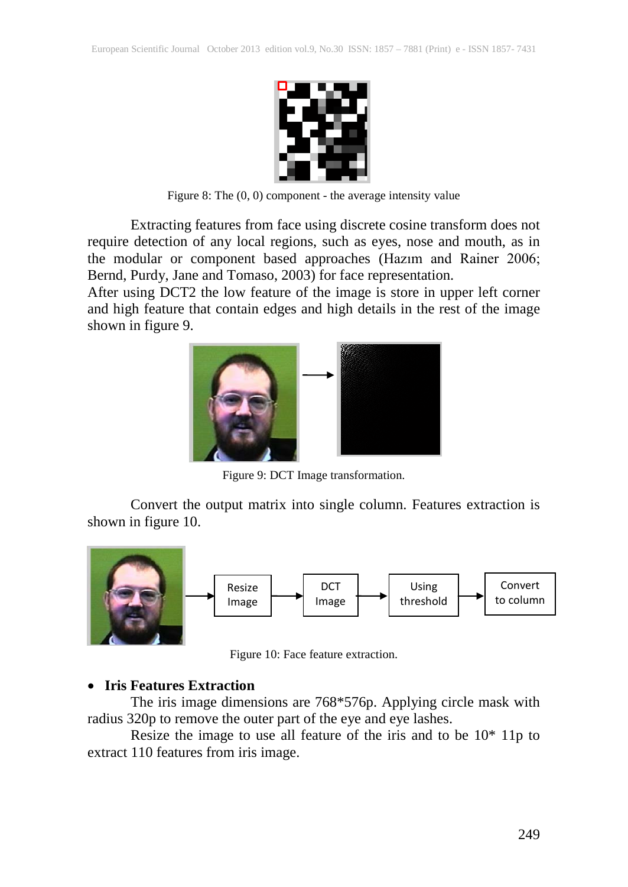Figure 8: The (0, 0) component - the average intensity value

Extracting features from face using discrete cosine transform does not require detection of any local regions, such as eyes, nose and mouth, as in the modular or component based approaches (Hazım and Rainer 2006; Bernd, Purdy, Jane and Tomaso, 2003) for face representation.
After using DCT2 the low feature of the image is store in upper left corner and high feature that contain edges and high details in the rest of the image shown in figure 9.

Figure 9: DCT Image transformation.

Convert the output matrix into single column. Features extraction is shown in figure 10.

Figure 10: Face feature extraction.

- **Iris Features Extraction**

The iris image dimensions are 768*576p. Applying circle mask with radius 320p to remove the outer part of the eye and eye lashes.

Resize the image to use all feature of the iris and to be 10* 11p to extract 110 features from iris image.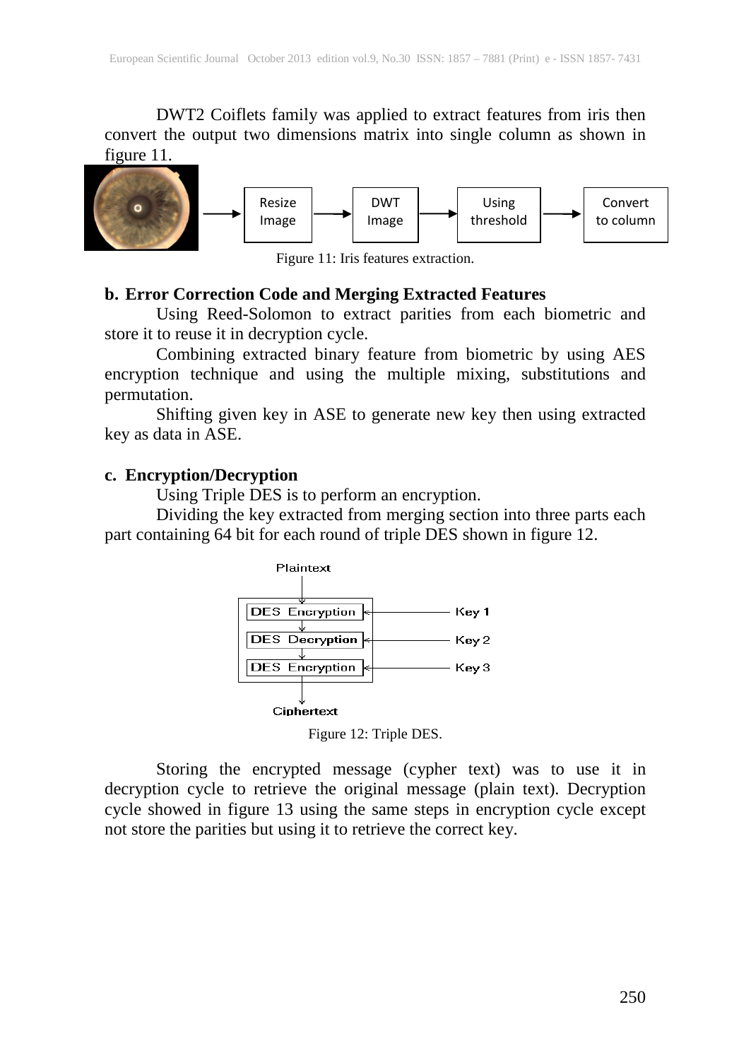DWT2 Coiflets family was applied to extract features from iris then convert the output two dimensions matrix into single column as shown in figure 11.

Resize Image → DWT Image → Using threshold → Convert to column

Figure 11: Iris features extraction.

**b. Error Correction Code and Merging Extracted Features**

Using Reed-Solomon to extract parities from each biometric and store it to reuse it in decryption cycle.

Combining extracted binary feature from biometric by using AES encryption technique and using the multiple mixing, substitutions and permutation.

Shifting given key in ASE to generate new key then using extracted key as data in ASE.

**c. Encryption/Decryption**

Using Triple DES is to perform an encryption.

Dividing the key extracted from merging section into three parts each part containing 64 bit for each round of triple DES shown in figure 12.

Plaintext → DES Encryption (Key 1) → DES Decryption (Key 2) → DES Encryption (Key 3) → Ciphertext

Figure 12: Triple DES.

Storing the encrypted message (cypher text) was to use it in decryption cycle to retrieve the original message (plain text). Decryption cycle showed in figure 13 using the same steps in encryption cycle except not store the parities but using it to retrieve the correct key.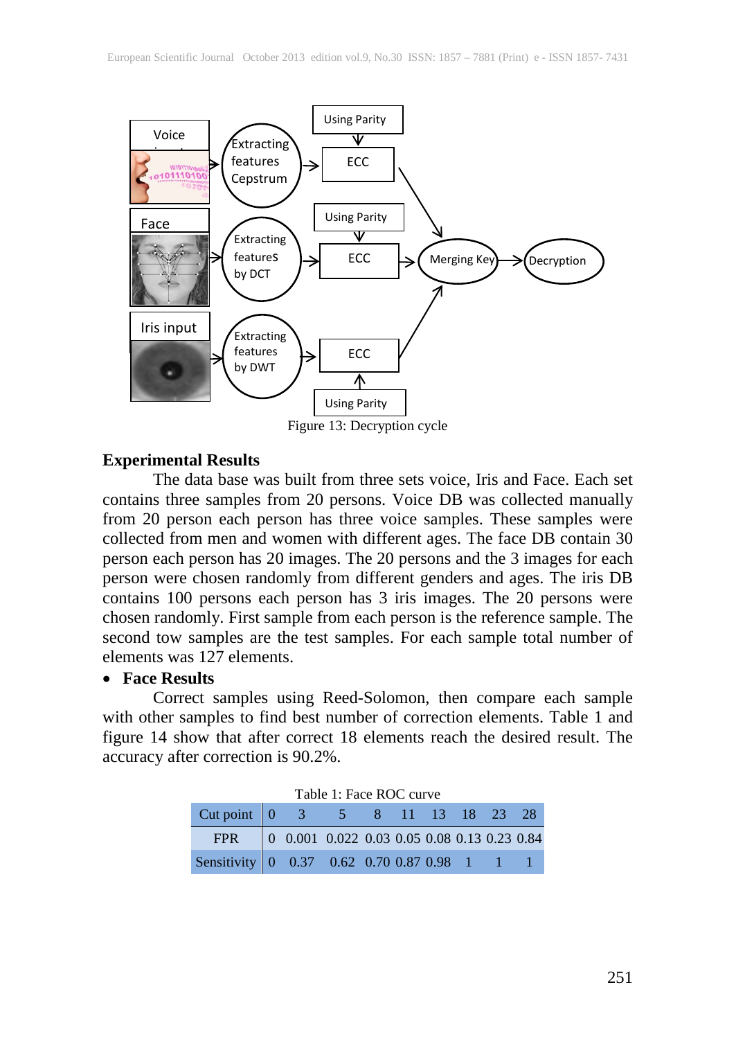Figure 13: Decryption cycle

## Experimental Results

The data base was built from three sets voice, Iris and Face. Each set contains three samples from 20 persons. Voice DB was collected manually from 20 person each person has three voice samples. These samples were collected from men and women with different ages. The face DB contain 30 person each person has 20 images. The 20 persons and the 3 images for each person were chosen randomly from different genders and ages. The iris DB contains 100 persons each person has 3 iris images. The 20 persons were chosen randomly. First sample from each person is the reference sample. The second tow samples are the test samples. For each sample total number of elements was 127 elements.

- **Face Results**

Correct samples using Reed-Solomon, then compare each sample with other samples to find best number of correction elements. Table 1 and figure 14 show that after correct 18 elements reach the desired result. The accuracy after correction is 90.2%.

Table 1: Face ROC curve

| Cut point | 0 | 3 | 5 | 8 | 11 | 13 | 18 | 23 | 28 |
|---|---|---|---|---|---|---|---|---|---|
| FPR | 0 | 0.001 | 0.022 | 0.03 | 0.05 | 0.08 | 0.13 | 0.23 | 0.84 |
| Sensitivity | 0 | 0.37 | 0.62 | 0.70 | 0.87 | 0.98 | 1 | 1 | 1 |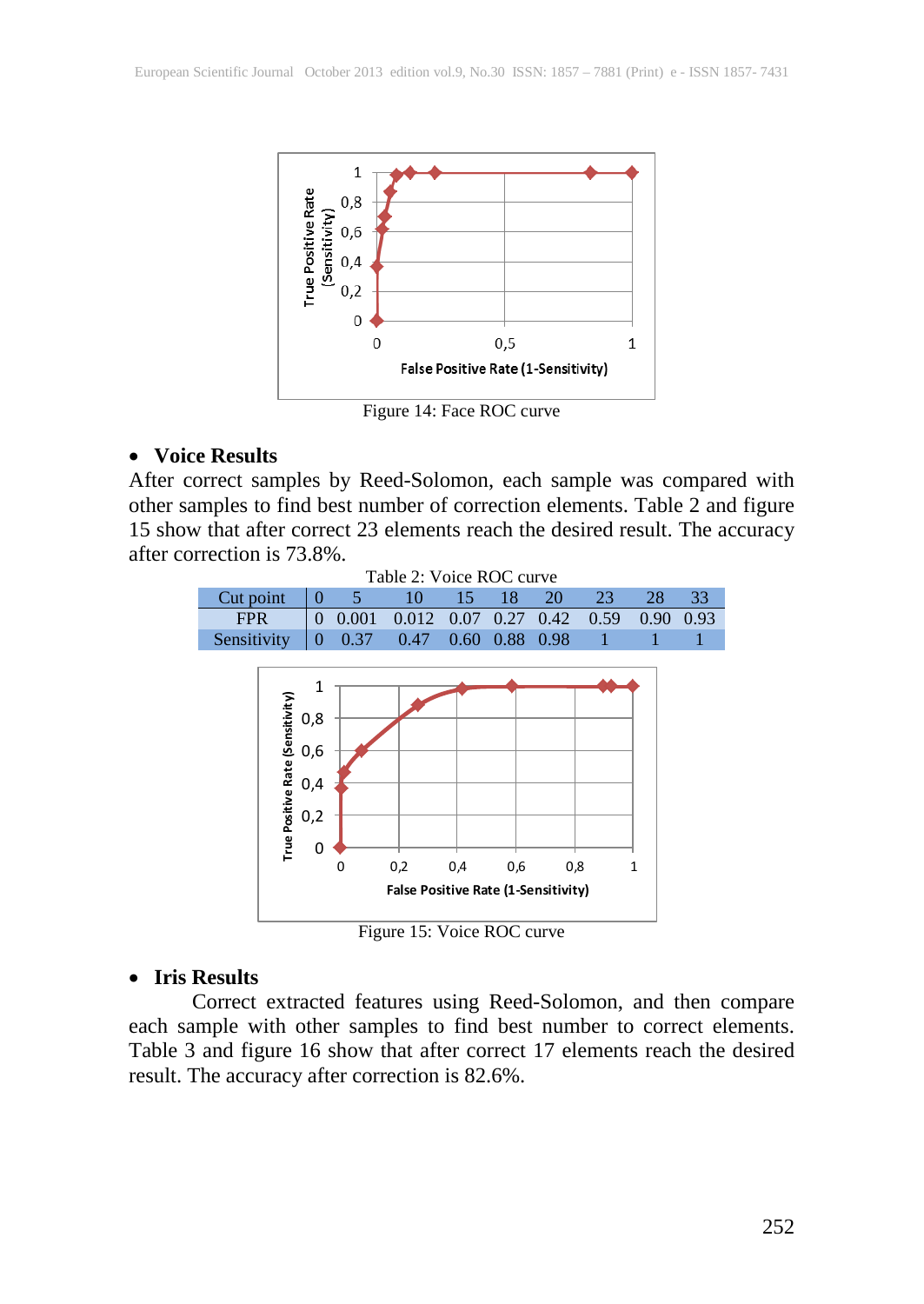Figure 14: Face ROC curve

- **Voice Results**

After correct samples by Reed-Solomon, each sample was compared with other samples to find best number of correction elements. Table 2 and figure 15 show that after correct 23 elements reach the desired result. The accuracy after correction is 73.8%.

Table 2: Voice ROC curve

| Cut point | 0 | 5 | 10 | 15 | 18 | 20 | 23 | 28 | 33 |
|---|---|---|---|---|---|---|---|---|---|
| FPR | 0 | 0.001 | 0.012 | 0.07 | 0.27 | 0.42 | 0.59 | 0.90 | 0.93 |
| Sensitivity | 0 | 0.37 | 0.47 | 0.60 | 0.88 | 0.98 | 1 | 1 | 1 |

Figure 15: Voice ROC curve

- **Iris Results**

Correct extracted features using Reed-Solomon, and then compare each sample with other samples to find best number to correct elements. Table 3 and figure 16 show that after correct 17 elements reach the desired result. The accuracy after correction is 82.6%.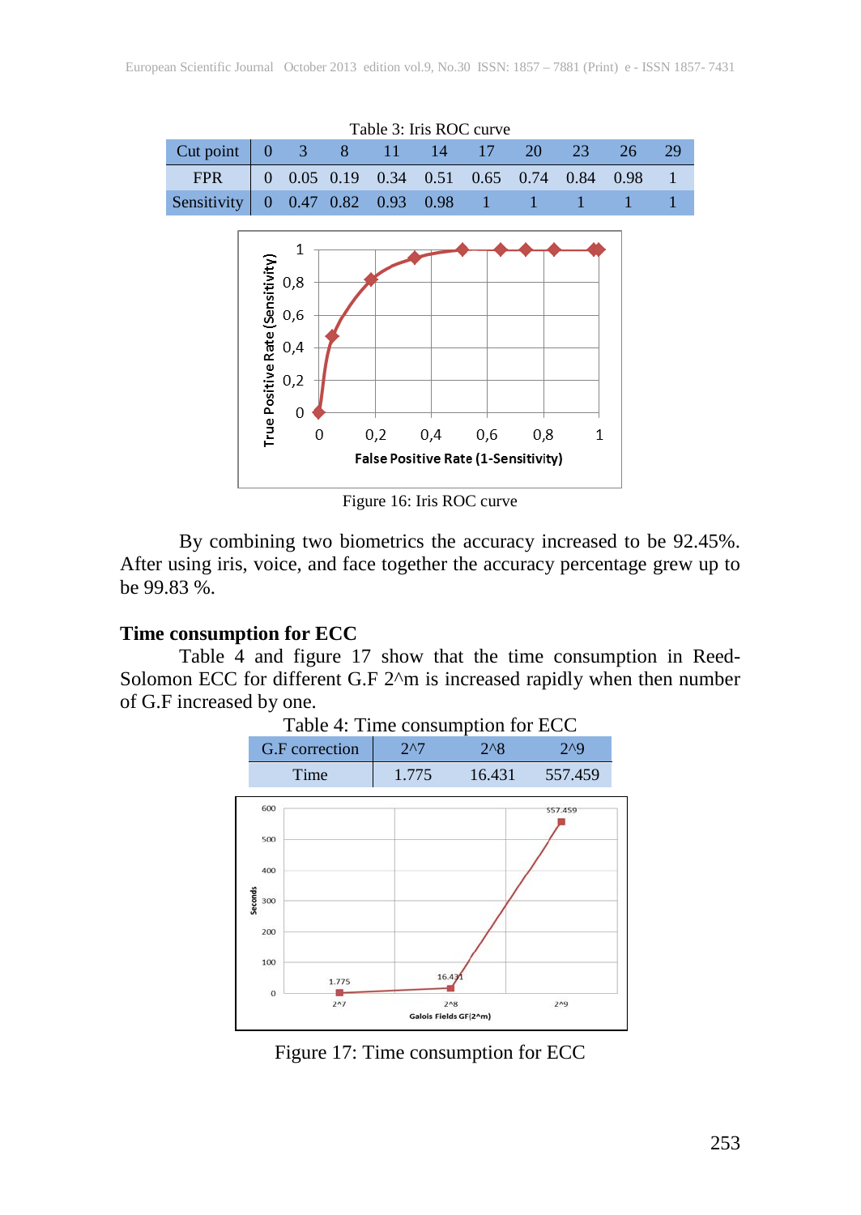Table 3: Iris ROC curve

| Cut point | 0 | 3 | 8 | 11 | 14 | 17 | 20 | 23 | 26 | 29 |
|---|---|---|---|---|---|---|---|---|---|---|
| FPR | 0 | 0.05 | 0.19 | 0.34 | 0.51 | 0.65 | 0.74 | 0.84 | 0.98 | 1 |
| Sensitivity | 0 | 0.47 | 0.82 | 0.93 | 0.98 | 1 | 1 | 1 | 1 | 1 |

Figure 16: Iris ROC curve

By combining two biometrics the accuracy increased to be 92.45%. After using iris, voice, and face together the accuracy percentage grew up to be 99.83 %.

### Time consumption for ECC

Table 4 and figure 17 show that the time consumption in Reed-Solomon ECC for different G.F 2^m is increased rapidly when then number of G.F increased by one.

Table 4: Time consumption for ECC

| G.F correction | 2^7 | 2^8 | 2^9 |
|---|---|---|---|
| Time | 1.775 | 16.431 | 557.459 |

Figure 17: Time consumption for ECC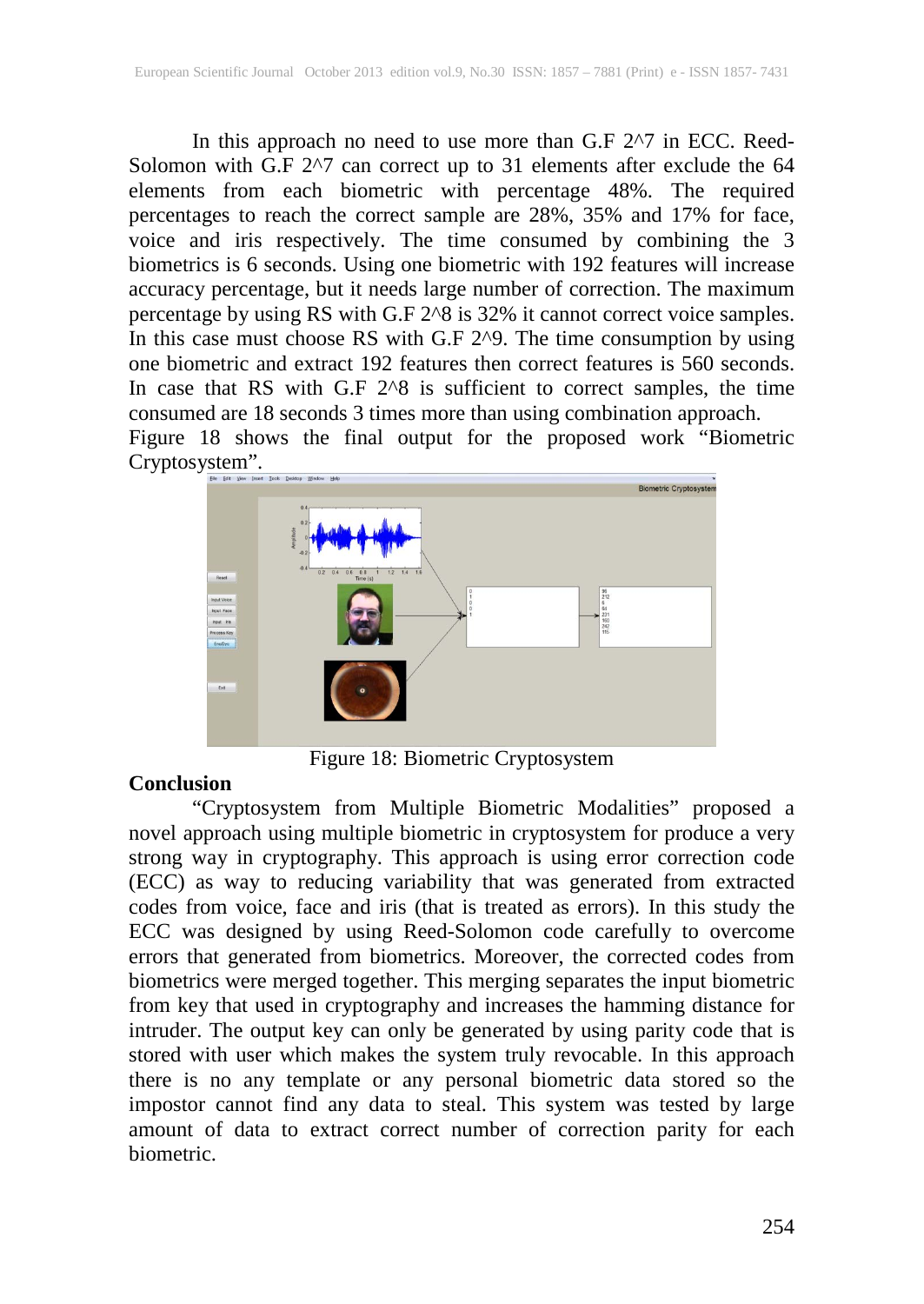In this approach no need to use more than G.F 2^7 in ECC. Reed-Solomon with G.F 2^7 can correct up to 31 elements after exclude the 64 elements from each biometric with percentage 48%. The required percentages to reach the correct sample are 28%, 35% and 17% for face, voice and iris respectively. The time consumed by combining the 3 biometrics is 6 seconds. Using one biometric with 192 features will increase accuracy percentage, but it needs large number of correction. The maximum percentage by using RS with G.F 2^8 is 32% it cannot correct voice samples. In this case must choose RS with G.F 2^9. The time consumption by using one biometric and extract 192 features then correct features is 560 seconds. In case that RS with G.F 2^8 is sufficient to correct samples, the time consumed are 18 seconds 3 times more than using combination approach.

Figure 18 shows the final output for the proposed work "Biometric Cryptosystem".

Figure 18: Biometric Cryptosystem

**Conclusion**

"Cryptosystem from Multiple Biometric Modalities" proposed a novel approach using multiple biometric in cryptosystem for produce a very strong way in cryptography. This approach is using error correction code (ECC) as way to reducing variability that was generated from extracted codes from voice, face and iris (that is treated as errors). In this study the ECC was designed by using Reed-Solomon code carefully to overcome errors that generated from biometrics. Moreover, the corrected codes from biometrics were merged together. This merging separates the input biometric from key that used in cryptography and increases the hamming distance for intruder. The output key can only be generated by using parity code that is stored with user which makes the system truly revocable. In this approach there is no any template or any personal biometric data stored so the impostor cannot find any data to steal. This system was tested by large amount of data to extract correct number of correction parity for each biometric.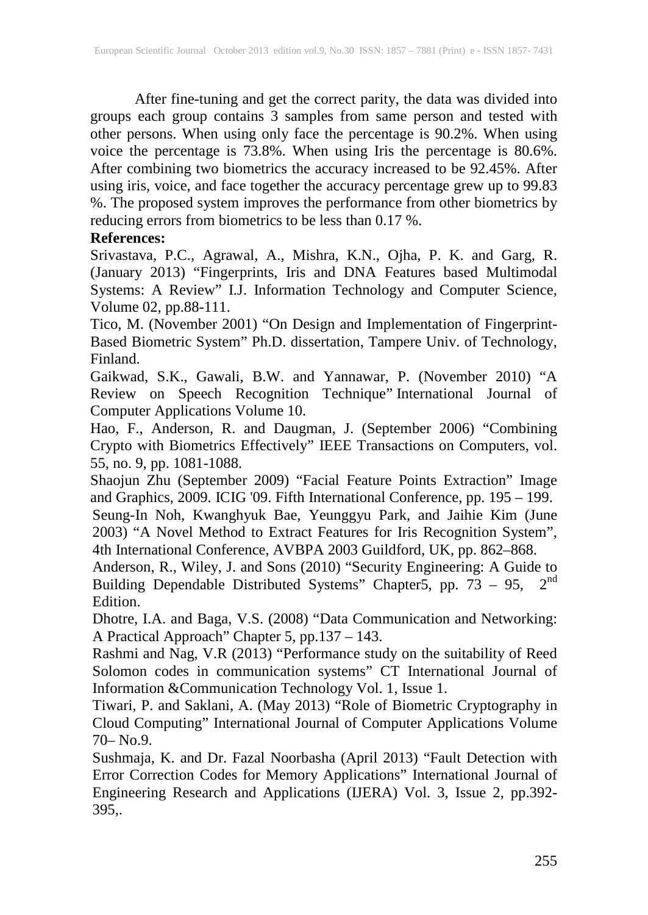After fine-tuning and get the correct parity, the data was divided into groups each group contains 3 samples from same person and tested with other persons. When using only face the percentage is 90.2%. When using voice the percentage is 73.8%. When using Iris the percentage is 80.6%. After combining two biometrics the accuracy increased to be 92.45%. After using iris, voice, and face together the accuracy percentage grew up to 99.83 %. The proposed system improves the performance from other biometrics by reducing errors from biometrics to be less than 0.17 %.

**References:**

Srivastava, P.C., Agrawal, A., Mishra, K.N., Ojha, P. K. and Garg, R. (January 2013) "Fingerprints, Iris and DNA Features based Multimodal Systems: A Review" I.J. Information Technology and Computer Science, Volume 02, pp.88-111.

Tico, M. (November 2001) "On Design and Implementation of Fingerprint-Based Biometric System" Ph.D. dissertation, Tampere Univ. of Technology, Finland.

Gaikwad, S.K., Gawali, B.W. and Yannawar, P. (November 2010) "A Review on Speech Recognition Technique" International Journal of Computer Applications Volume 10.

Hao, F., Anderson, R. and Daugman, J. (September 2006) "Combining Crypto with Biometrics Effectively" IEEE Transactions on Computers, vol. 55, no. 9, pp. 1081-1088.

Shaojun Zhu (September 2009) "Facial Feature Points Extraction" Image and Graphics, 2009. ICIG '09. Fifth International Conference, pp. 195 – 199.

Seung-In Noh, Kwanghyuk Bae, Yeunggyu Park, and Jaihie Kim (June 2003) "A Novel Method to Extract Features for Iris Recognition System", 4th International Conference, AVBPA 2003 Guildford, UK, pp. 862–868.

Anderson, R., Wiley, J. and Sons (2010) "Security Engineering: A Guide to Building Dependable Distributed Systems" Chapter5, pp. 73 – 95, 2nd Edition.

Dhotre, I.A. and Baga, V.S. (2008) "Data Communication and Networking: A Practical Approach" Chapter 5, pp.137 – 143.

Rashmi and Nag, V.R (2013) "Performance study on the suitability of Reed Solomon codes in communication systems" CT International Journal of Information &Communication Technology Vol. 1, Issue 1.

Tiwari, P. and Saklani, A. (May 2013) "Role of Biometric Cryptography in Cloud Computing" International Journal of Computer Applications Volume 70– No.9.

Sushmaja, K. and Dr. Fazal Noorbasha (April 2013) "Fault Detection with Error Correction Codes for Memory Applications" International Journal of Engineering Research and Applications (IJERA) Vol. 3, Issue 2, pp.392-395,.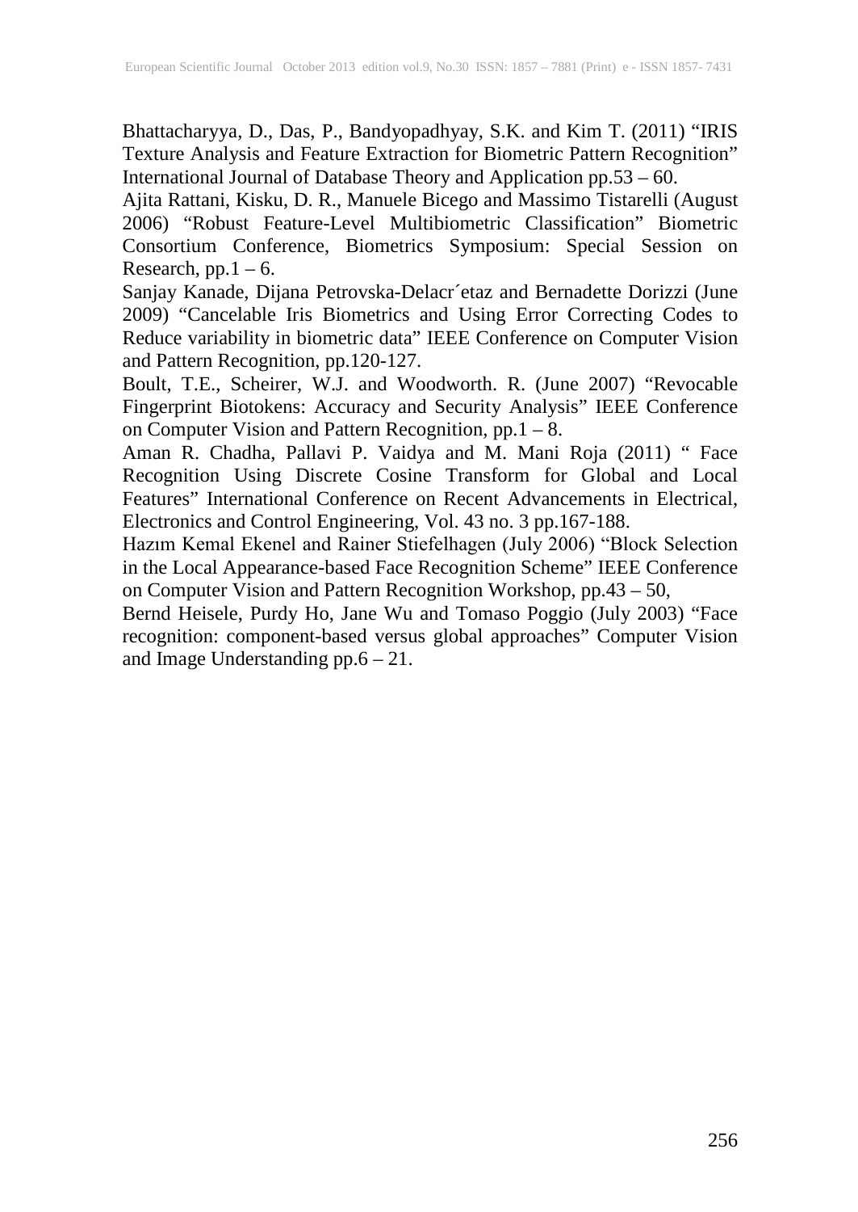Bhattacharyya, D., Das, P., Bandyopadhyay, S.K. and Kim T. (2011) “IRIS Texture Analysis and Feature Extraction for Biometric Pattern Recognition” International Journal of Database Theory and Application pp.53 – 60.

Ajita Rattani, Kisku, D. R., Manuele Bicego and Massimo Tistarelli (August 2006) “Robust Feature-Level Multibiometric Classification” Biometric Consortium Conference, Biometrics Symposium: Special Session on Research, pp.1 – 6.

Sanjay Kanade, Dijana Petrovska-Delacr´etaz and Bernadette Dorizzi (June 2009) “Cancelable Iris Biometrics and Using Error Correcting Codes to Reduce variability in biometric data” IEEE Conference on Computer Vision and Pattern Recognition, pp.120-127.

Boult, T.E., Scheirer, W.J. and Woodworth. R. (June 2007) “Revocable Fingerprint Biotokens: Accuracy and Security Analysis” IEEE Conference on Computer Vision and Pattern Recognition, pp.1 – 8.

Aman R. Chadha, Pallavi P. Vaidya and M. Mani Roja (2011) “ Face Recognition Using Discrete Cosine Transform for Global and Local Features” International Conference on Recent Advancements in Electrical, Electronics and Control Engineering, Vol. 43 no. 3 pp.167-188.

Hazım Kemal Ekenel and Rainer Stiefelhagen (July 2006) “Block Selection in the Local Appearance-based Face Recognition Scheme” IEEE Conference on Computer Vision and Pattern Recognition Workshop, pp.43 – 50,

Bernd Heisele, Purdy Ho, Jane Wu and Tomaso Poggio (July 2003) “Face recognition: component-based versus global approaches” Computer Vision and Image Understanding pp.6 – 21.